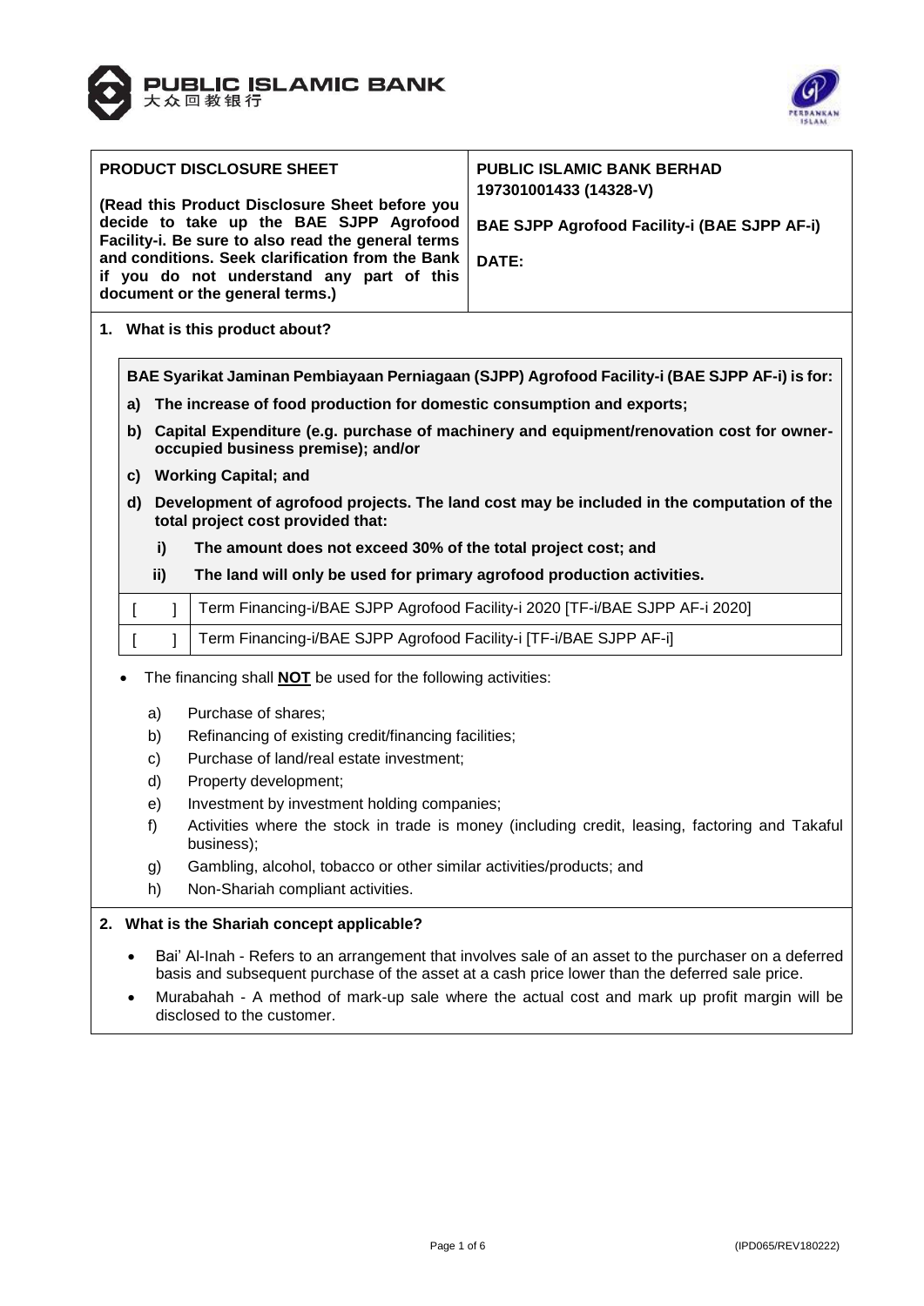PUBLIC ISLAMIC BANK
大众回教银行

| PRODUCT DISCLOSURE SHEET<br><br>**(Read this Product Disclosure Sheet before you decide to take up the BAE SJPP Agrofood Facility-i. Be sure to also read the general terms and conditions. Seek clarification from the Bank if you do not understand any part of this document or the general terms.)** | **PUBLIC ISLAMIC BANK BERHAD**<br>**197301001433 (14328-V)**<br><br>**BAE SJPP Agrofood Facility-i (BAE SJPP AF-i)**<br><br>**DATE:** |
|---|---|

## 1. What is this product about?

**BAE Syarikat Jaminan Pembiayaan Perniagaan (SJPP) Agrofood Facility-i (BAE SJPP AF-i) is for:**

**a) The increase of food production for domestic consumption and exports;**

**b) Capital Expenditure (e.g. purchase of machinery and equipment/renovation cost for owner-occupied business premise); and/or**

**c) Working Capital; and**

**d) Development of agrofood projects. The land cost may be included in the computation of the total project cost provided that:**

**i) The amount does not exceed 30% of the total project cost; and**

**ii) The land will only be used for primary agrofood production activities.**

| | |
|---|---|
| [ ] | Term Financing-i/BAE SJPP Agrofood Facility-i 2020 [TF-i/BAE SJPP AF-i 2020] |
| [ ] | Term Financing-i/BAE SJPP Agrofood Facility-i [TF-i/BAE SJPP AF-i] |

- The financing shall **NOT** be used for the following activities:
  - a) Purchase of shares;
  - b) Refinancing of existing credit/financing facilities;
  - c) Purchase of land/real estate investment;
  - d) Property development;
  - e) Investment by investment holding companies;
  - f) Activities where the stock in trade is money (including credit, leasing, factoring and Takaful business);
  - g) Gambling, alcohol, tobacco or other similar activities/products; and
  - h) Non-Shariah compliant activities.

## 2. What is the Shariah concept applicable?

- Bai' Al-Inah - Refers to an arrangement that involves sale of an asset to the purchaser on a deferred basis and subsequent purchase of the asset at a cash price lower than the deferred sale price.
- Murabahah - A method of mark-up sale where the actual cost and mark up profit margin will be disclosed to the customer.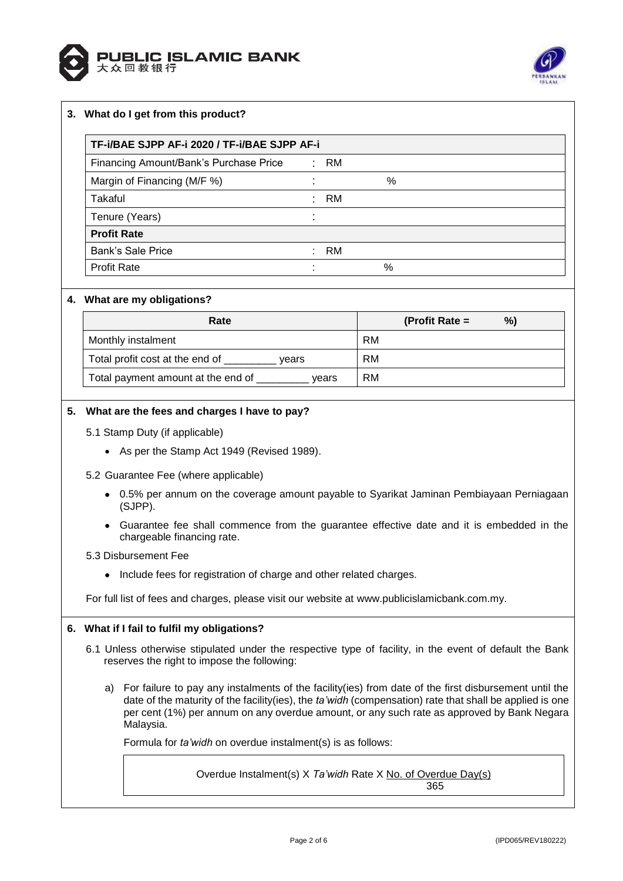## 3. What do I get from this product?

| TF-i/BAE SJPP AF-i 2020 / TF-i/BAE SJPP AF-i | |
|---|---|
| Financing Amount/Bank's Purchase Price | : RM |
| Margin of Financing (M/F %) | : % |
| Takaful | : RM |
| Tenure (Years) | : |
| **Profit Rate** | |
| Bank's Sale Price | : RM |
| Profit Rate | : % |

## 4. What are my obligations?

| Rate | (Profit Rate = %) |
|---|---|
| Monthly instalment | RM |
| Total profit cost at the end of _________ years | RM |
| Total payment amount at the end of _________ years | RM |

## 5. What are the fees and charges I have to pay?

5.1 Stamp Duty (if applicable)

- As per the Stamp Act 1949 (Revised 1989).

5.2 Guarantee Fee (where applicable)

- 0.5% per annum on the coverage amount payable to Syarikat Jaminan Pembiayaan Perniagaan (SJPP).
- Guarantee fee shall commence from the guarantee effective date and it is embedded in the chargeable financing rate.

5.3 Disbursement Fee

- Include fees for registration of charge and other related charges.

For full list of fees and charges, please visit our website at www.publicislamicbank.com.my.

## 6. What if I fail to fulfil my obligations?

6.1 Unless otherwise stipulated under the respective type of facility, in the event of default the Bank reserves the right to impose the following:

a) For failure to pay any instalments of the facility(ies) from date of the first disbursement until the date of the maturity of the facility(ies), the *ta'widh* (compensation) rate that shall be applied is one per cent (1%) per annum on any overdue amount, or any such rate as approved by Bank Negara Malaysia.

Formula for *ta'widh* on overdue instalment(s) is as follows:

$$\text{Overdue Instalment(s)} \times \textit{Ta'widh}\text{ Rate} \times \frac{\text{No. of Overdue Day(s)}}{365}$$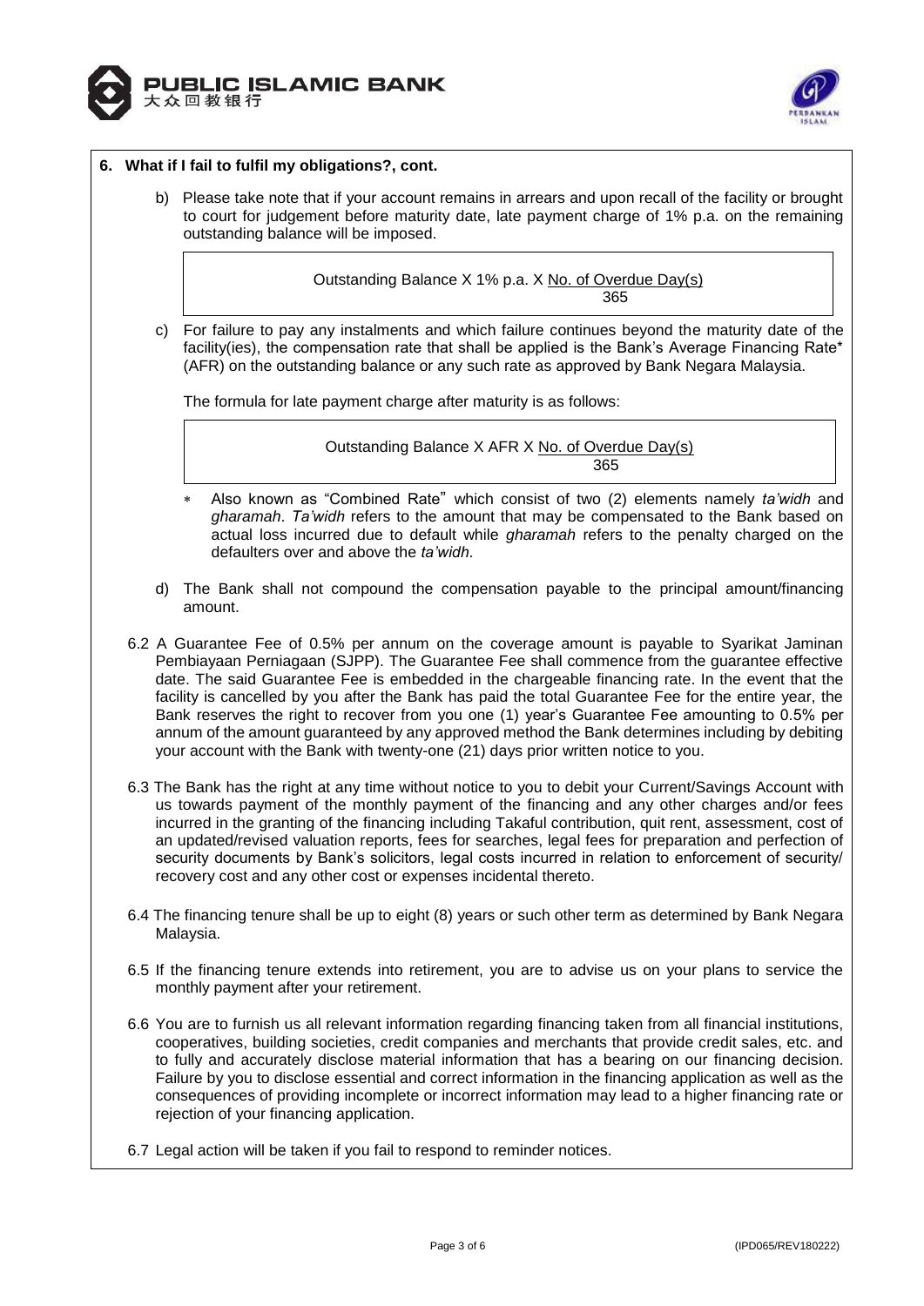## 6. What if I fail to fulfil my obligations?, cont.

b) Please take note that if your account remains in arrears and upon recall of the facility or brought to court for judgement before maturity date, late payment charge of 1% p.a. on the remaining outstanding balance will be imposed.

$$\text{Outstanding Balance} \times 1\% \text{ p.a.} \times \frac{\text{No. of Overdue Day(s)}}{365}$$

c) For failure to pay any instalments and which failure continues beyond the maturity date of the facility(ies), the compensation rate that shall be applied is the Bank's Average Financing Rate* (AFR) on the outstanding balance or any such rate as approved by Bank Negara Malaysia.

The formula for late payment charge after maturity is as follows:

$$\text{Outstanding Balance} \times \text{AFR} \times \frac{\text{No. of Overdue Day(s)}}{365}$$

* Also known as "Combined Rate" which consist of two (2) elements namely *ta'widh* and *gharamah*. *Ta'widh* refers to the amount that may be compensated to the Bank based on actual loss incurred due to default while *gharamah* refers to the penalty charged on the defaulters over and above the *ta'widh*.

d) The Bank shall not compound the compensation payable to the principal amount/financing amount.

6.2 A Guarantee Fee of 0.5% per annum on the coverage amount is payable to Syarikat Jaminan Pembiayaan Perniagaan (SJPP). The Guarantee Fee shall commence from the guarantee effective date. The said Guarantee Fee is embedded in the chargeable financing rate. In the event that the facility is cancelled by you after the Bank has paid the total Guarantee Fee for the entire year, the Bank reserves the right to recover from you one (1) year's Guarantee Fee amounting to 0.5% per annum of the amount guaranteed by any approved method the Bank determines including by debiting your account with the Bank with twenty-one (21) days prior written notice to you.

6.3 The Bank has the right at any time without notice to you to debit your Current/Savings Account with us towards payment of the monthly payment of the financing and any other charges and/or fees incurred in the granting of the financing including Takaful contribution, quit rent, assessment, cost of an updated/revised valuation reports, fees for searches, legal fees for preparation and perfection of security documents by Bank's solicitors, legal costs incurred in relation to enforcement of security/ recovery cost and any other cost or expenses incidental thereto.

6.4 The financing tenure shall be up to eight (8) years or such other term as determined by Bank Negara Malaysia.

6.5 If the financing tenure extends into retirement, you are to advise us on your plans to service the monthly payment after your retirement.

6.6 You are to furnish us all relevant information regarding financing taken from all financial institutions, cooperatives, building societies, credit companies and merchants that provide credit sales, etc. and to fully and accurately disclose material information that has a bearing on our financing decision. Failure by you to disclose essential and correct information in the financing application as well as the consequences of providing incomplete or incorrect information may lead to a higher financing rate or rejection of your financing application.

6.7 Legal action will be taken if you fail to respond to reminder notices.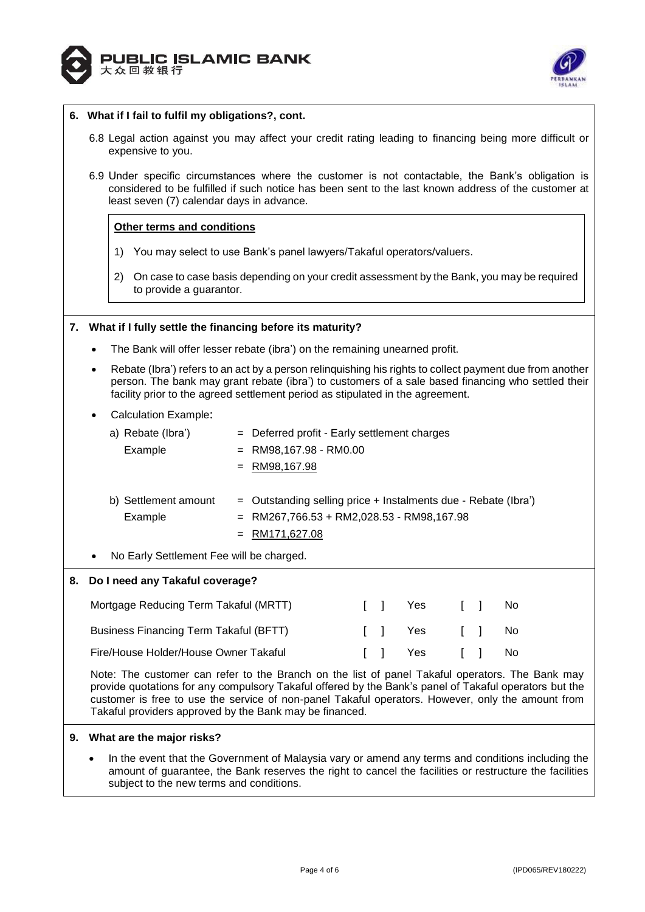## 6. What if I fail to fulfil my obligations?, cont.

6.8 Legal action against you may affect your credit rating leading to financing being more difficult or expensive to you.

6.9 Under specific circumstances where the customer is not contactable, the Bank's obligation is considered to be fulfilled if such notice has been sent to the last known address of the customer at least seven (7) calendar days in advance.

**Other terms and conditions**

1) You may select to use Bank's panel lawyers/Takaful operators/valuers.
2) On case to case basis depending on your credit assessment by the Bank, you may be required to provide a guarantor.

## 7. What if I fully settle the financing before its maturity?

- The Bank will offer lesser rebate (ibra') on the remaining unearned profit.
- Rebate (Ibra') refers to an act by a person relinquishing his rights to collect payment due from another person. The bank may grant rebate (ibra') to customers of a sale based financing who settled their facility prior to the agreed settlement period as stipulated in the agreement.
- Calculation Example:

a) Rebate (Ibra') = Deferred profit - Early settlement charges
   Example = RM98,167.98 - RM0.00
   = RM98,167.98

b) Settlement amount = Outstanding selling price + Instalments due - Rebate (Ibra')
   Example = RM267,766.53 + RM2,028.53 - RM98,167.98
   = RM171,627.08

- No Early Settlement Fee will be charged.

## 8. Do I need any Takaful coverage?

| | | |
|---|---|---|
| Mortgage Reducing Term Takaful (MRTT) | [ ] Yes | [ ] No |
| Business Financing Term Takaful (BFTT) | [ ] Yes | [ ] No |
| Fire/House Holder/House Owner Takaful | [ ] Yes | [ ] No |

Note: The customer can refer to the Branch on the list of panel Takaful operators. The Bank may provide quotations for any compulsory Takaful offered by the Bank's panel of Takaful operators but the customer is free to use the service of non-panel Takaful operators. However, only the amount from Takaful providers approved by the Bank may be financed.

## 9. What are the major risks?

- In the event that the Government of Malaysia vary or amend any terms and conditions including the amount of guarantee, the Bank reserves the right to cancel the facilities or restructure the facilities subject to the new terms and conditions.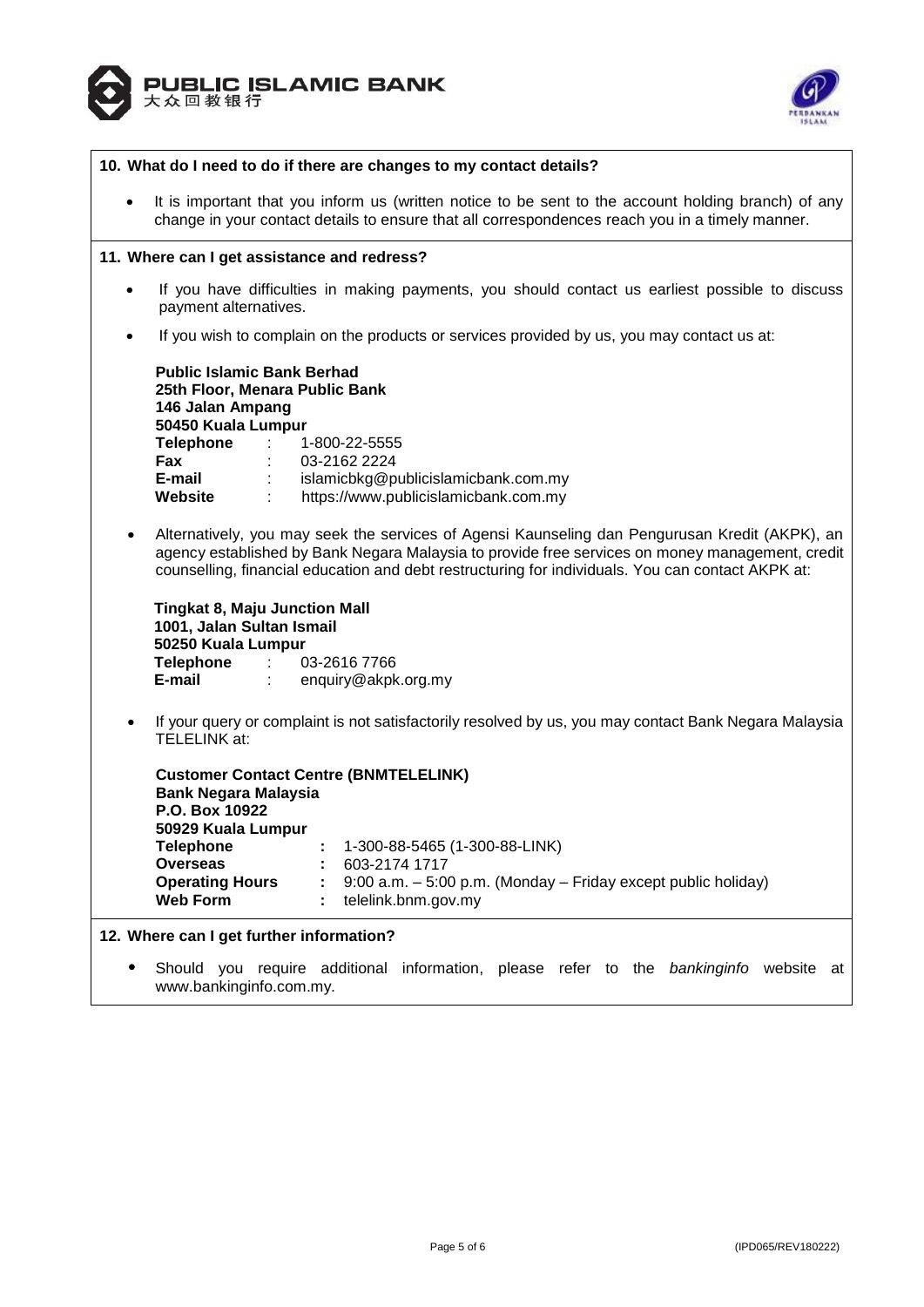### 10. What do I need to do if there are changes to my contact details?

- It is important that you inform us (written notice to be sent to the account holding branch) of any change in your contact details to ensure that all correspondences reach you in a timely manner.

### 11. Where can I get assistance and redress?

- If you have difficulties in making payments, you should contact us earliest possible to discuss payment alternatives.
- If you wish to complain on the products or services provided by us, you may contact us at:

  **Public Islamic Bank Berhad**
  **25th Floor, Menara Public Bank**
  **146 Jalan Ampang**
  **50450 Kuala Lumpur**
  **Telephone** : 1-800-22-5555
  **Fax** : 03-2162 2224
  **E-mail** : islamicbkg@publicislamicbank.com.my
  **Website** : https://www.publicislamicbank.com.my

- Alternatively, you may seek the services of Agensi Kaunseling dan Pengurusan Kredit (AKPK), an agency established by Bank Negara Malaysia to provide free services on money management, credit counselling, financial education and debt restructuring for individuals. You can contact AKPK at:

  **Tingkat 8, Maju Junction Mall**
  **1001, Jalan Sultan Ismail**
  **50250 Kuala Lumpur**
  **Telephone** : 03-2616 7766
  **E-mail** : enquiry@akpk.org.my

- If your query or complaint is not satisfactorily resolved by us, you may contact Bank Negara Malaysia TELELINK at:

  **Customer Contact Centre (BNMTELELINK)**
  **Bank Negara Malaysia**
  **P.O. Box 10922**
  **50929 Kuala Lumpur**
  **Telephone** : 1-300-88-5465 (1-300-88-LINK)
  **Overseas** : 603-2174 1717
  **Operating Hours** : 9:00 a.m. – 5:00 p.m. (Monday – Friday except public holiday)
  **Web Form** : telelink.bnm.gov.my

### 12. Where can I get further information?

- Should you require additional information, please refer to the *bankinginfo* website at www.bankinginfo.com.my.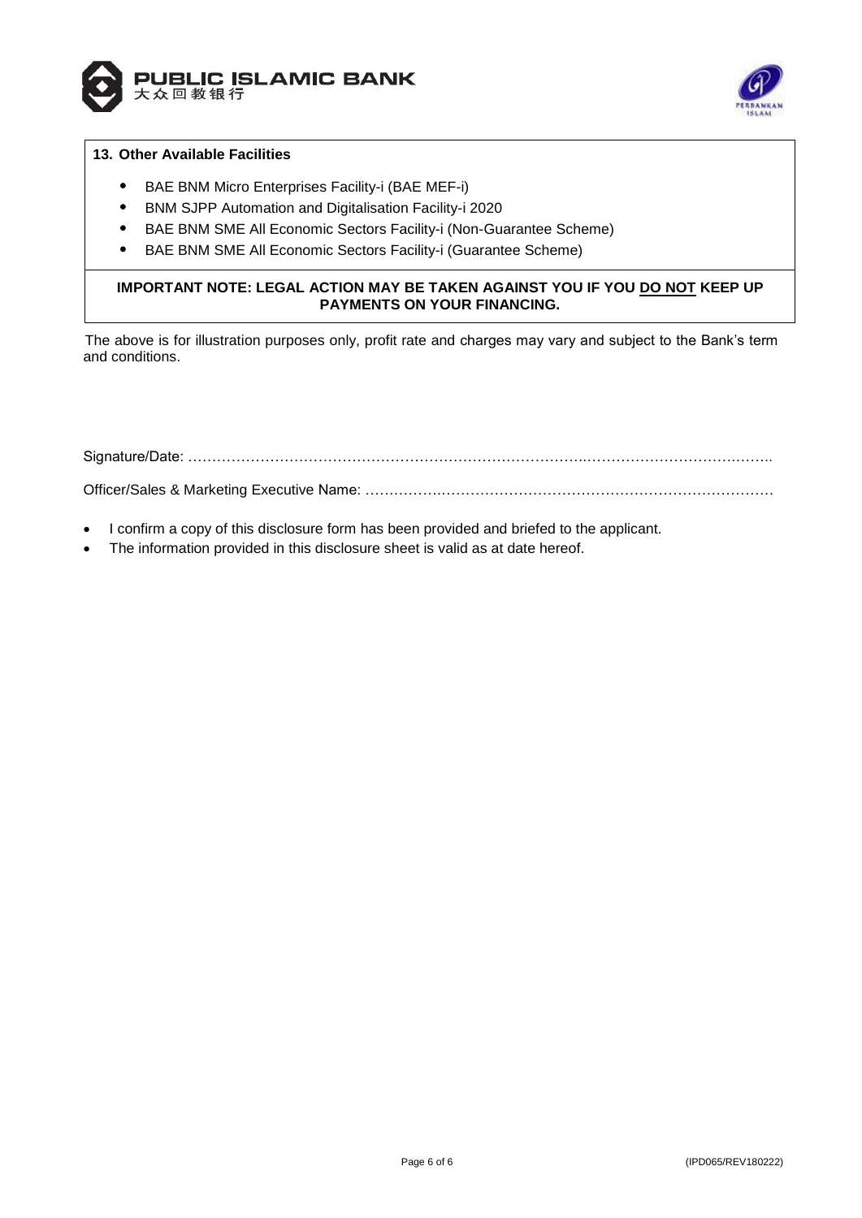### 13. Other Available Facilities

- BAE BNM Micro Enterprises Facility-i (BAE MEF-i)
- BNM SJPP Automation and Digitalisation Facility-i 2020
- BAE BNM SME All Economic Sectors Facility-i (Non-Guarantee Scheme)
- BAE BNM SME All Economic Sectors Facility-i (Guarantee Scheme)

**IMPORTANT NOTE: LEGAL ACTION MAY BE TAKEN AGAINST YOU IF YOU DO NOT KEEP UP PAYMENTS ON YOUR FINANCING.**

The above is for illustration purposes only, profit rate and charges may vary and subject to the Bank's term and conditions.

Signature/Date: ……………………………………………………………………………………………………………..

Officer/Sales & Marketing Executive Name: ……………………………………………………………………………

- I confirm a copy of this disclosure form has been provided and briefed to the applicant.
- The information provided in this disclosure sheet is valid as at date hereof.

(IPD065/REV180222)